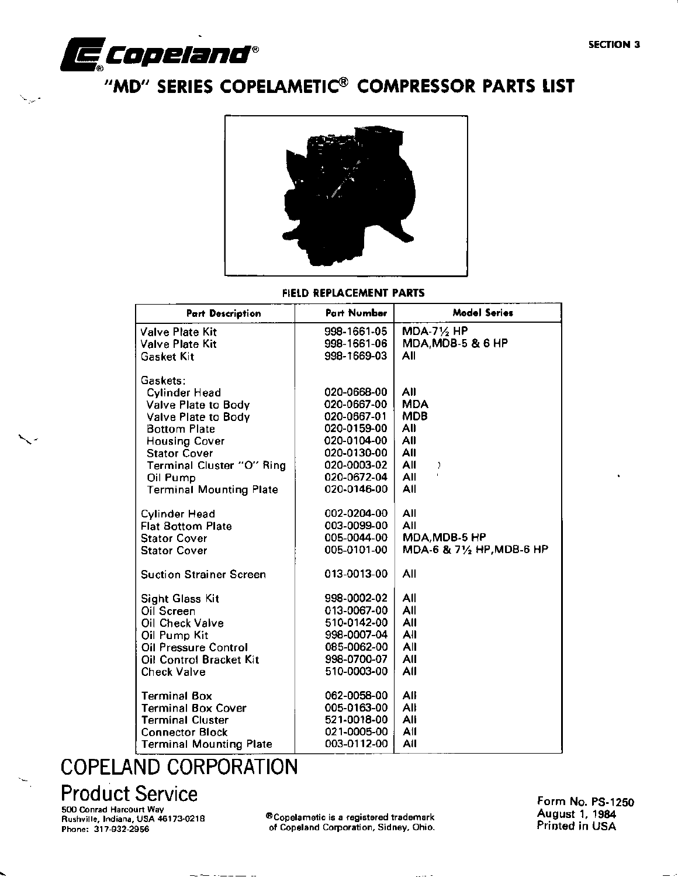# Copeland®

SECTION 3

## "MD" SERIES COPELAMETIC® COMPRESSOR PARTS LIST

### FIELD REPLACEMENT PARTS

| Part Description | Part Number | Model Series |
|---|---|---|
| Valve Plate Kit | 998-1661-05 | MDA-7½ HP |
| Valve Plate Kit | 998-1661-06 | MDA,MDB-5 & 6 HP |
| Gasket Kit | 998-1669-03 | All |
| Gaskets: | | |
| Cylinder Head | 020-0668-00 | All |
| Valve Plate to Body | 020-0667-00 | MDA |
| Valve Plate to Body | 020-0667-01 | MDB |
| Bottom Plate | 020-0159-00 | All |
| Housing Cover | 020-0104-00 | All |
| Stator Cover | 020-0130-00 | All |
| Terminal Cluster "O" Ring | 020-0003-02 | All |
| Oil Pump | 020-0672-04 | All |
| Terminal Mounting Plate | 020-0146-00 | All |
| Cylinder Head | 002-0204-00 | All |
| Flat Bottom Plate | 003-0099-00 | All |
| Stator Cover | 005-0044-00 | MDA,MDB-5 HP |
| Stator Cover | 005-0101-00 | MDA-6 & 7½ HP,MDB-6 HP |
| Suction Strainer Screen | 013-0013-00 | All |
| Sight Glass Kit | 998-0002-02 | All |
| Oil Screen | 013-0067-00 | All |
| Oil Check Valve | 510-0142-00 | All |
| Oil Pump Kit | 998-0007-04 | All |
| Oil Pressure Control | 085-0062-00 | All |
| Oil Control Bracket Kit | 998-0700-07 | All |
| Check Valve | 510-0003-00 | All |
| Terminal Box | 062-0058-00 | All |
| Terminal Box Cover | 005-0163-00 | All |
| Terminal Cluster | 521-0018-00 | All |
| Connector Block | 021-0005-00 | All |
| Terminal Mounting Plate | 003-0112-00 | All |

**COPELAND CORPORATION**

**Product Service**

500 Conrad Harcourt Way
Rushville, Indiana, USA 46173-0218
Phone: 317-932-2956

®Copelametic is a registered trademark of Copeland Corporation, Sidney, Ohio.

Form No. PS-1250
August 1, 1984
Printed in USA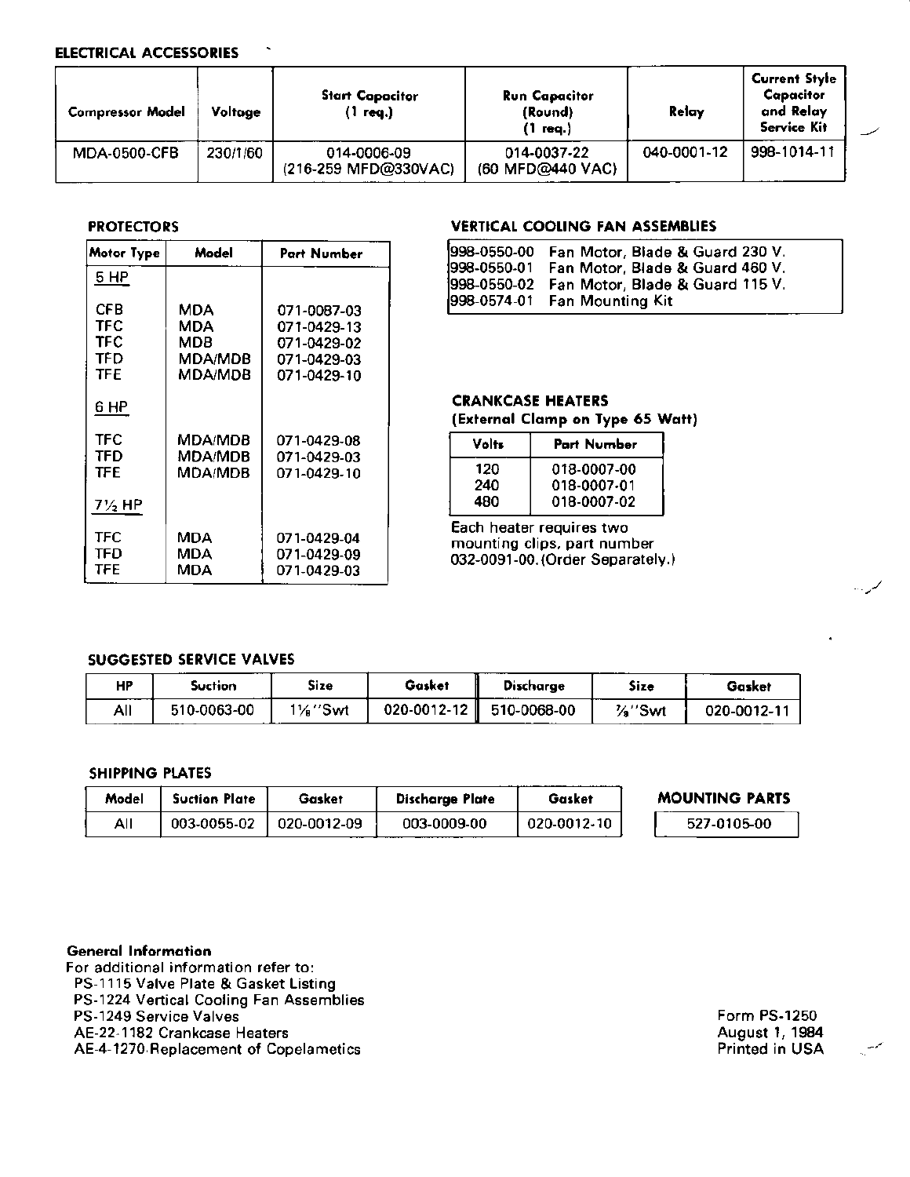## ELECTRICAL ACCESSORIES

| Compressor Model | Voltage | Start Capacitor (1 req.) | Run Capacitor (Round) (1 req.) | Relay | Current Style Capacitor and Relay Service Kit |
|---|---|---|---|---|---|
| MDA-0500-CFB | 230/1/60 | 014-0006-09 (216-259 MFD@330VAC) | 014-0037-22 (60 MFD@440 VAC) | 040-0001-12 | 998-1014-11 |

## PROTECTORS

| Motor Type | Model | Part Number |
|---|---|---|
| 5 HP | | |
| CFB | MDA | 071-0087-03 |
| TFC | MDA | 071-0429-13 |
| TFC | MDB | 071-0429-02 |
| TFD | MDA/MDB | 071-0429-03 |
| TFE | MDA/MDB | 071-0429-10 |
| 6 HP | | |
| TFC | MDA/MDB | 071-0429-08 |
| TFD | MDA/MDB | 071-0429-03 |
| TFE | MDA/MDB | 071-0429-10 |
| 7½ HP | | |
| TFC | MDA | 071-0429-04 |
| TFD | MDA | 071-0429-09 |
| TFE | MDA | 071-0429-03 |

## VERTICAL COOLING FAN ASSEMBLIES

| | |
|---|---|
| 998-0550-00 | Fan Motor, Blade & Guard 230 V. |
| 998-0550-01 | Fan Motor, Blade & Guard 460 V. |
| 998-0550-02 | Fan Motor, Blade & Guard 115 V. |
| 998-0574-01 | Fan Mounting Kit |

## CRANKCASE HEATERS

**(External Clamp on Type 65 Watt)**

| Volts | Part Number |
|---|---|
| 120 | 018-0007-00 |
| 240 | 018-0007-01 |
| 480 | 018-0007-02 |

Each heater requires two mounting clips, part number 032-0091-00. (Order Separately.)

## SUGGESTED SERVICE VALVES

| HP | Suction | Size | Gasket | Discharge | Size | Gasket |
|---|---|---|---|---|---|---|
| All | 510-0063-00 | 1⅛"Swt | 020-0012-12 | 510-0068-00 | ⅞"Swt | 020-0012-11 |

## SHIPPING PLATES

| Model | Suction Plate | Gasket | Discharge Plate | Gasket |
|---|---|---|---|---|
| All | 003-0055-02 | 020-0012-09 | 003-0009-00 | 020-0012-10 |

## MOUNTING PARTS

| |
|---|
| 527-0105-00 |

**General Information**

For additional information refer to:

PS-1115 Valve Plate & Gasket Listing
PS-1224 Vertical Cooling Fan Assemblies
PS-1249 Service Valves
AE-22-1182 Crankcase Heaters
AE-4-1270 Replacement of Copelametics

Form PS-1250
August 1, 1984
Printed in USA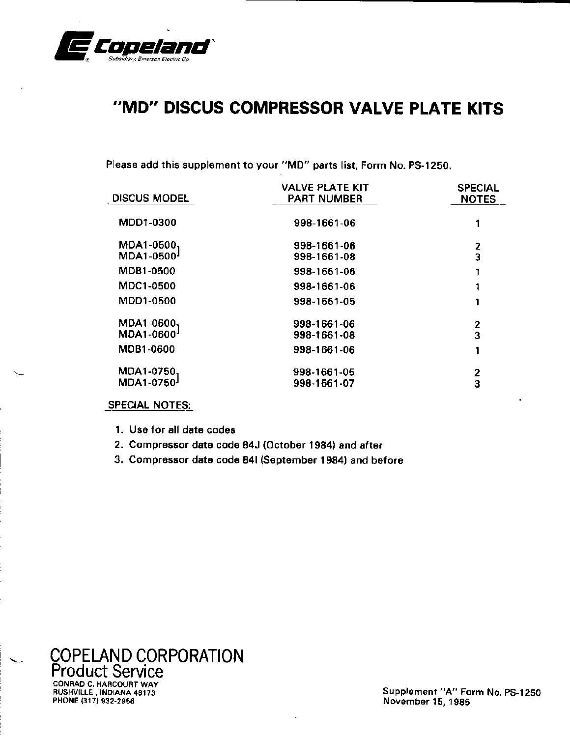Copeland
Subsidiary, Emerson Electric Co.

# "MD" DISCUS COMPRESSOR VALVE PLATE KITS

Please add this supplement to your "MD" parts list, Form No. PS-1250.

| DISCUS MODEL | VALVE PLATE KIT PART NUMBER | SPECIAL NOTES |
|---|---|---|
| MDD1-0300 | 998-1661-06 | 1 |
| MDA1-0500 | 998-1661-06 | 2 |
| MDA1-0500 | 998-1661-08 | 3 |
| MDB1-0500 | 998-1661-06 | 1 |
| MDC1-0500 | 998-1661-06 | 1 |
| MDD1-0500 | 998-1661-05 | 1 |
| MDA1-0600 | 998-1661-06 | 2 |
| MDA1-0600 | 998-1661-08 | 3 |
| MDB1-0600 | 998-1661-06 | 1 |
| MDA1-0750 | 998-1661-05 | 2 |
| MDA1-0750 | 998-1661-07 | 3 |

SPECIAL NOTES:

1. Use for all date codes
2. Compressor date code 84J (October 1984) and after
3. Compressor date code 84I (September 1984) and before

COPELAND CORPORATION
Product Service
CONRAD C. HARCOURT WAY
RUSHVILLE, INDIANA 46173
PHONE (317) 932-2956

Supplement "A" Form No. PS-1250
November 15, 1985